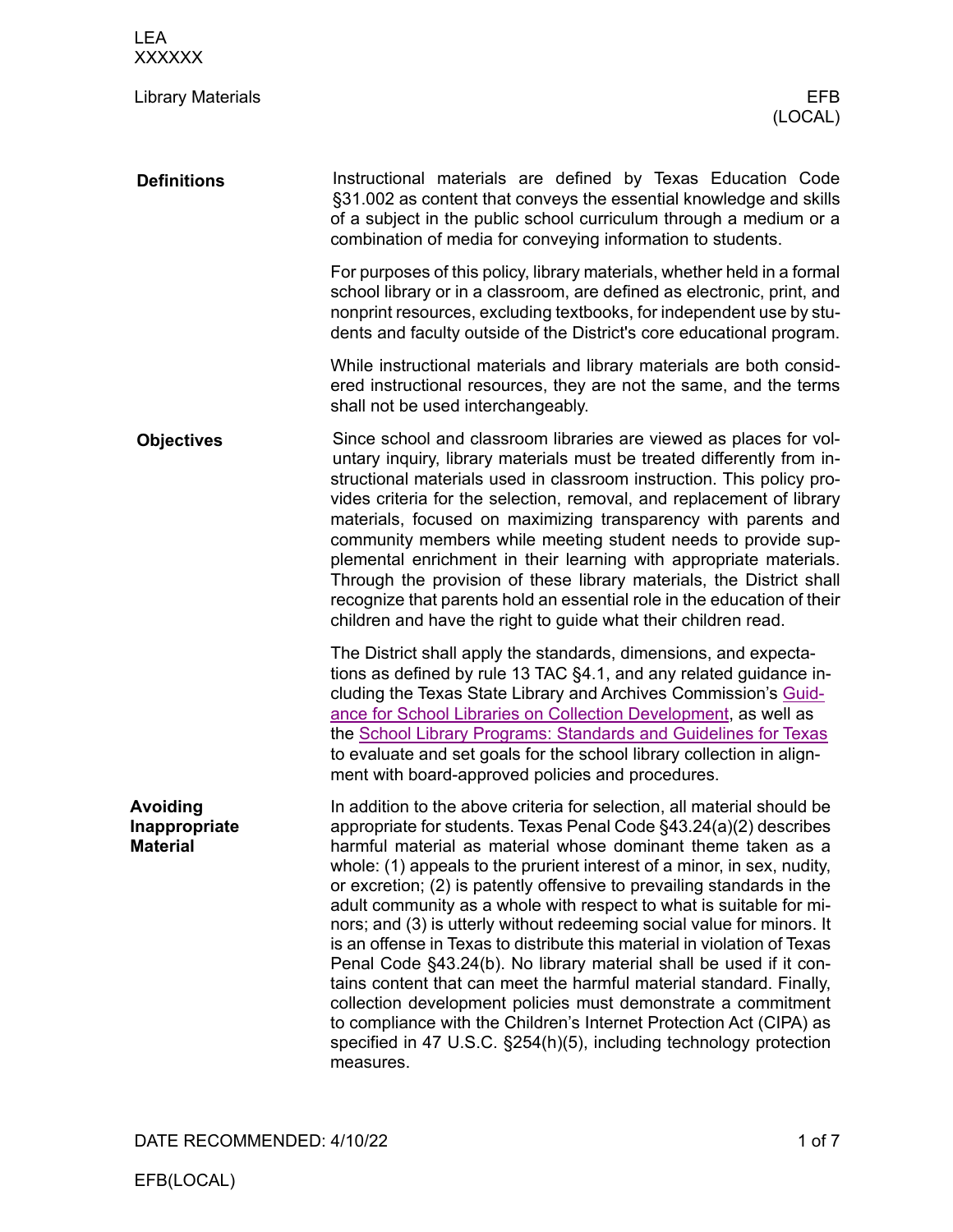LEA
XXXXXX

Library Materials

EFB
(LOCAL)

## Definitions

Instructional materials are defined by Texas Education Code §31.002 as content that conveys the essential knowledge and skills of a subject in the public school curriculum through a medium or a combination of media for conveying information to students.

For purposes of this policy, library materials, whether held in a formal school library or in a classroom, are defined as electronic, print, and nonprint resources, excluding textbooks, for independent use by students and faculty outside of the District's core educational program.

While instructional materials and library materials are both considered instructional resources, they are not the same, and the terms shall not be used interchangeably.

## Objectives

Since school and classroom libraries are viewed as places for voluntary inquiry, library materials must be treated differently from instructional materials used in classroom instruction. This policy provides criteria for the selection, removal, and replacement of library materials, focused on maximizing transparency with parents and community members while meeting student needs to provide supplemental enrichment in their learning with appropriate materials. Through the provision of these library materials, the District shall recognize that parents hold an essential role in the education of their children and have the right to guide what their children read.

The District shall apply the standards, dimensions, and expectations as defined by rule 13 TAC §4.1, and any related guidance including the Texas State Library and Archives Commission's Guidance for School Libraries on Collection Development, as well as the School Library Programs: Standards and Guidelines for Texas to evaluate and set goals for the school library collection in alignment with board-approved policies and procedures.

## Avoiding Inappropriate Material

In addition to the above criteria for selection, all material should be appropriate for students. Texas Penal Code §43.24(a)(2) describes harmful material as material whose dominant theme taken as a whole: (1) appeals to the prurient interest of a minor, in sex, nudity, or excretion; (2) is patently offensive to prevailing standards in the adult community as a whole with respect to what is suitable for minors; and (3) is utterly without redeeming social value for minors. It is an offense in Texas to distribute this material in violation of Texas Penal Code §43.24(b). No library material shall be used if it contains content that can meet the harmful material standard. Finally, collection development policies must demonstrate a commitment to compliance with the Children's Internet Protection Act (CIPA) as specified in 47 U.S.C. §254(h)(5), including technology protection measures.

DATE RECOMMENDED: 4/10/22

EFB(LOCAL)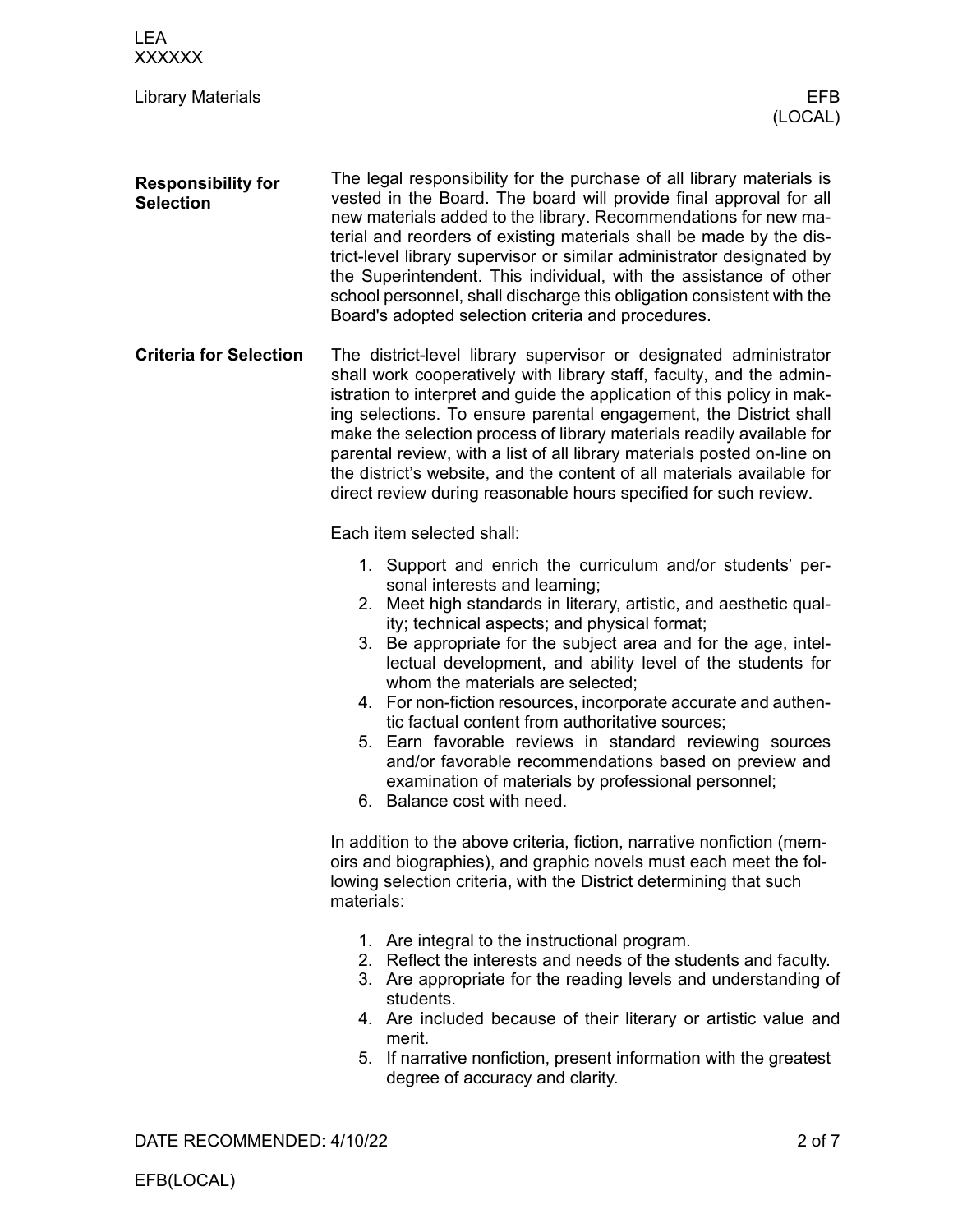## Responsibility for Selection

The legal responsibility for the purchase of all library materials is vested in the Board. The board will provide final approval for all new materials added to the library. Recommendations for new material and reorders of existing materials shall be made by the district-level library supervisor or similar administrator designated by the Superintendent. This individual, with the assistance of other school personnel, shall discharge this obligation consistent with the Board's adopted selection criteria and procedures.

## Criteria for Selection

The district-level library supervisor or designated administrator shall work cooperatively with library staff, faculty, and the administration to interpret and guide the application of this policy in making selections. To ensure parental engagement, the District shall make the selection process of library materials readily available for parental review, with a list of all library materials posted on-line on the district's website, and the content of all materials available for direct review during reasonable hours specified for such review.

Each item selected shall:

1. Support and enrich the curriculum and/or students' personal interests and learning;
2. Meet high standards in literary, artistic, and aesthetic quality; technical aspects; and physical format;
3. Be appropriate for the subject area and for the age, intellectual development, and ability level of the students for whom the materials are selected;
4. For non-fiction resources, incorporate accurate and authentic factual content from authoritative sources;
5. Earn favorable reviews in standard reviewing sources and/or favorable recommendations based on preview and examination of materials by professional personnel;
6. Balance cost with need.

In addition to the above criteria, fiction, narrative nonfiction (memoirs and biographies), and graphic novels must each meet the following selection criteria, with the District determining that such materials:

1. Are integral to the instructional program.
2. Reflect the interests and needs of the students and faculty.
3. Are appropriate for the reading levels and understanding of students.
4. Are included because of their literary or artistic value and merit.
5. If narrative nonfiction, present information with the greatest degree of accuracy and clarity.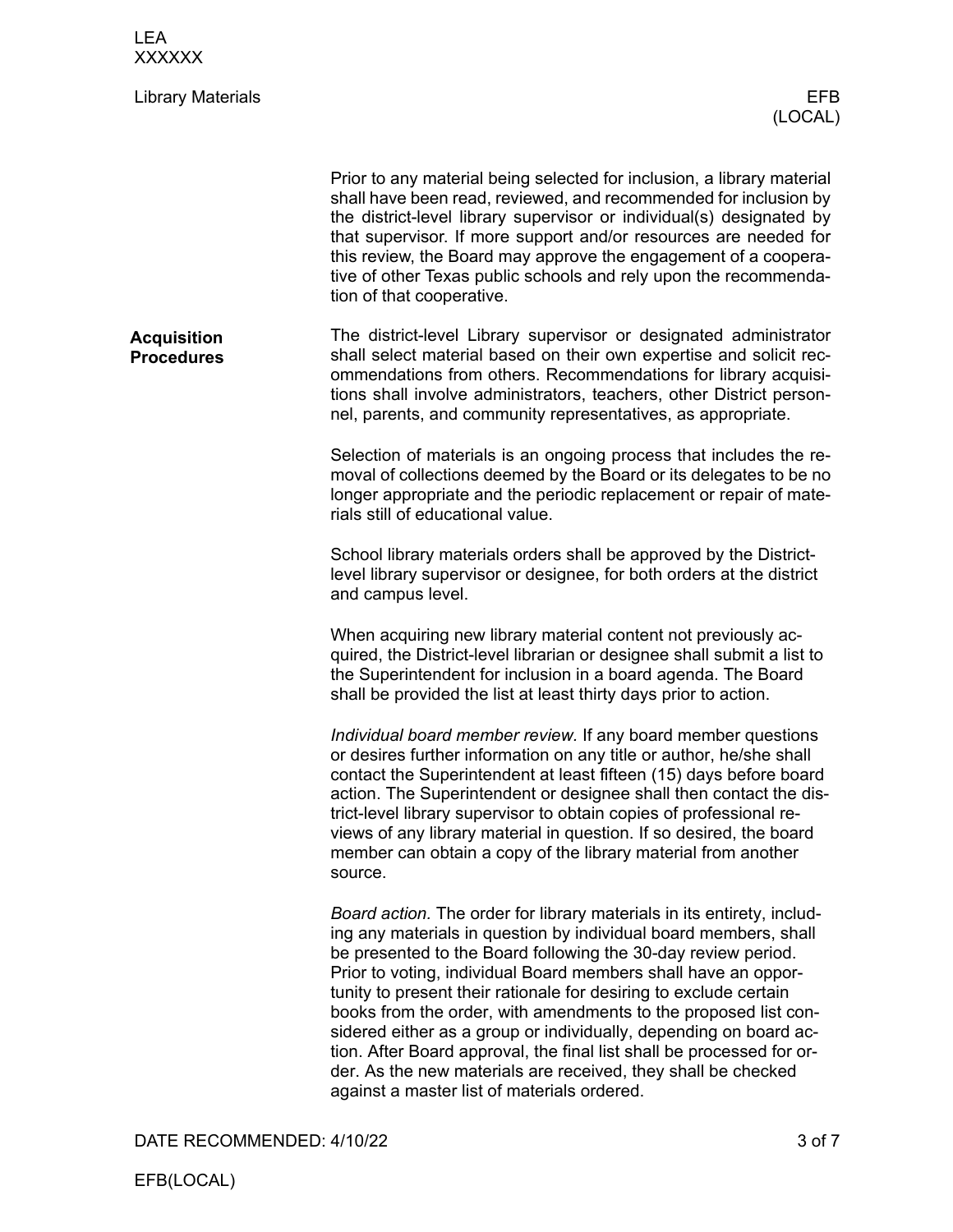Prior to any material being selected for inclusion, a library material shall have been read, reviewed, and recommended for inclusion by the district-level library supervisor or individual(s) designated by that supervisor. If more support and/or resources are needed for this review, the Board may approve the engagement of a cooperative of other Texas public schools and rely upon the recommendation of that cooperative.

## Acquisition Procedures

The district-level Library supervisor or designated administrator shall select material based on their own expertise and solicit recommendations from others. Recommendations for library acquisitions shall involve administrators, teachers, other District personnel, parents, and community representatives, as appropriate.

Selection of materials is an ongoing process that includes the removal of collections deemed by the Board or its delegates to be no longer appropriate and the periodic replacement or repair of materials still of educational value.

School library materials orders shall be approved by the District-level library supervisor or designee, for both orders at the district and campus level.

When acquiring new library material content not previously acquired, the District-level librarian or designee shall submit a list to the Superintendent for inclusion in a board agenda. The Board shall be provided the list at least thirty days prior to action.

*Individual board member review.* If any board member questions or desires further information on any title or author, he/she shall contact the Superintendent at least fifteen (15) days before board action. The Superintendent or designee shall then contact the district-level library supervisor to obtain copies of professional reviews of any library material in question. If so desired, the board member can obtain a copy of the library material from another source.

*Board action.* The order for library materials in its entirety, including any materials in question by individual board members, shall be presented to the Board following the 30-day review period. Prior to voting, individual Board members shall have an opportunity to present their rationale for desiring to exclude certain books from the order, with amendments to the proposed list considered either as a group or individually, depending on board action. After Board approval, the final list shall be processed for order. As the new materials are received, they shall be checked against a master list of materials ordered.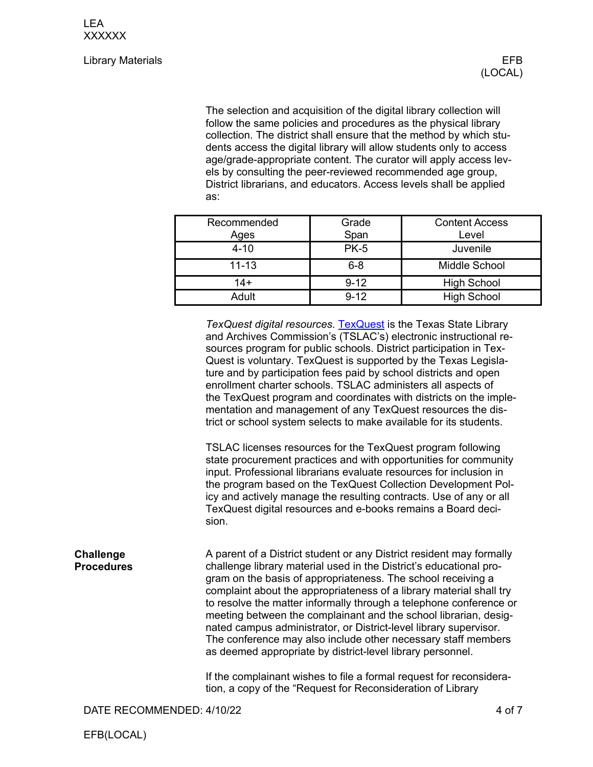The selection and acquisition of the digital library collection will follow the same policies and procedures as the physical library collection. The district shall ensure that the method by which students access the digital library will allow students only to access age/grade-appropriate content. The curator will apply access levels by consulting the peer-reviewed recommended age group, District librarians, and educators. Access levels shall be applied as:

| Recommended Ages | Grade Span | Content Access Level |
|---|---|---|
| 4-10 | PK-5 | Juvenile |
| 11-13 | 6-8 | Middle School |
| 14+ | 9-12 | High School |
| Adult | 9-12 | High School |

*TexQuest digital resources.* [TexQuest] is the Texas State Library and Archives Commission's (TSLAC's) electronic instructional resources program for public schools. District participation in TexQuest is voluntary. TexQuest is supported by the Texas Legislature and by participation fees paid by school districts and open enrollment charter schools. TSLAC administers all aspects of the TexQuest program and coordinates with districts on the implementation and management of any TexQuest resources the district or school system selects to make available for its students.

TSLAC licenses resources for the TexQuest program following state procurement practices and with opportunities for community input. Professional librarians evaluate resources for inclusion in the program based on the TexQuest Collection Development Policy and actively manage the resulting contracts. Use of any or all TexQuest digital resources and e-books remains a Board decision.

**Challenge Procedures**

A parent of a District student or any District resident may formally challenge library material used in the District's educational program on the basis of appropriateness. The school receiving a complaint about the appropriateness of a library material shall try to resolve the matter informally through a telephone conference or meeting between the complainant and the school librarian, designated campus administrator, or District-level library supervisor. The conference may also include other necessary staff members as deemed appropriate by district-level library personnel.

If the complainant wishes to file a formal request for reconsideration, a copy of the "Request for Reconsideration of Library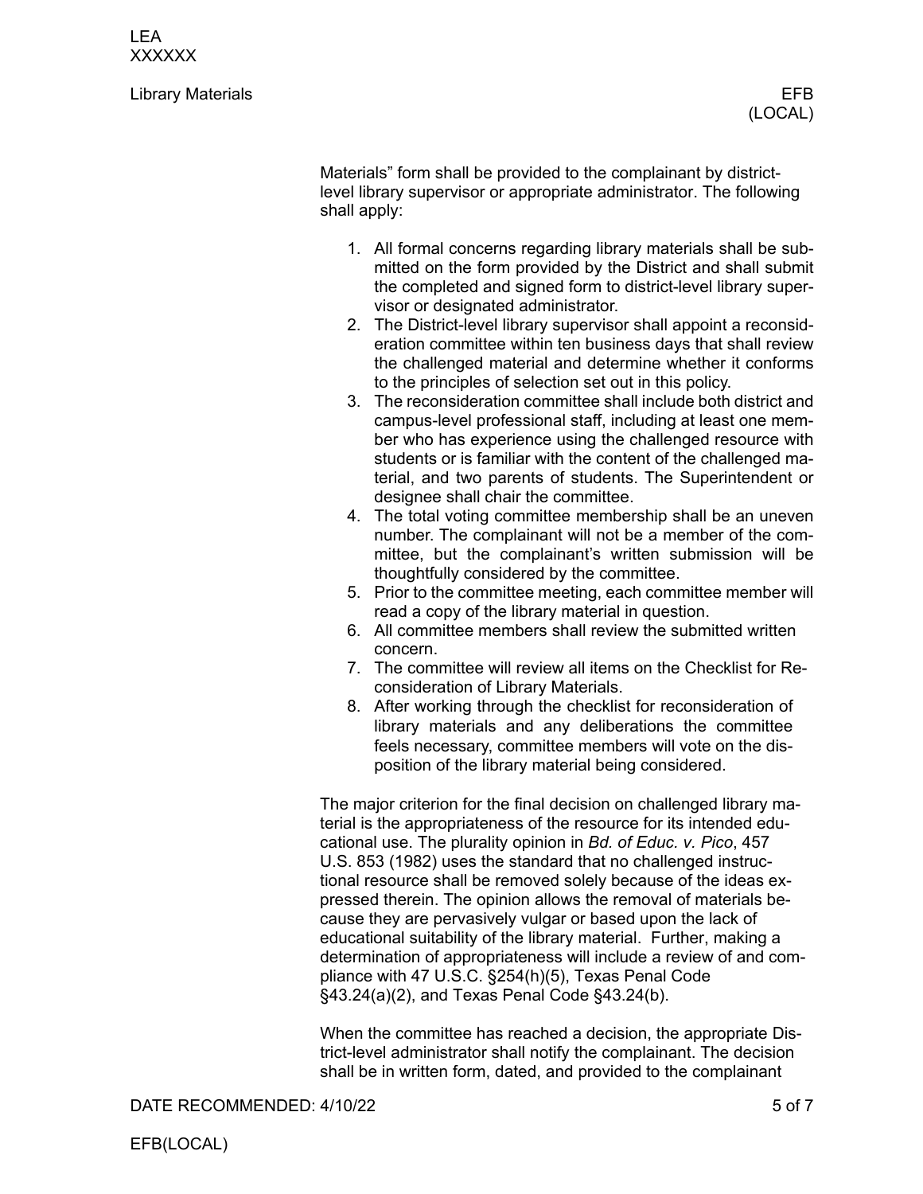Materials” form shall be provided to the complainant by district-level library supervisor or appropriate administrator. The following shall apply:

1. All formal concerns regarding library materials shall be submitted on the form provided by the District and shall submit the completed and signed form to district-level library supervisor or designated administrator.
2. The District-level library supervisor shall appoint a reconsideration committee within ten business days that shall review the challenged material and determine whether it conforms to the principles of selection set out in this policy.
3. The reconsideration committee shall include both district and campus-level professional staff, including at least one member who has experience using the challenged resource with students or is familiar with the content of the challenged material, and two parents of students. The Superintendent or designee shall chair the committee.
4. The total voting committee membership shall be an uneven number. The complainant will not be a member of the committee, but the complainant’s written submission will be thoughtfully considered by the committee.
5. Prior to the committee meeting, each committee member will read a copy of the library material in question.
6. All committee members shall review the submitted written concern.
7. The committee will review all items on the Checklist for Reconsideration of Library Materials.
8. After working through the checklist for reconsideration of library materials and any deliberations the committee feels necessary, committee members will vote on the disposition of the library material being considered.

The major criterion for the final decision on challenged library material is the appropriateness of the resource for its intended educational use. The plurality opinion in *Bd. of Educ. v. Pico*, 457 U.S. 853 (1982) uses the standard that no challenged instructional resource shall be removed solely because of the ideas expressed therein. The opinion allows the removal of materials because they are pervasively vulgar or based upon the lack of educational suitability of the library material. Further, making a determination of appropriateness will include a review of and compliance with 47 U.S.C. §254(h)(5), Texas Penal Code §43.24(a)(2), and Texas Penal Code §43.24(b).

When the committee has reached a decision, the appropriate District-level administrator shall notify the complainant. The decision shall be in written form, dated, and provided to the complainant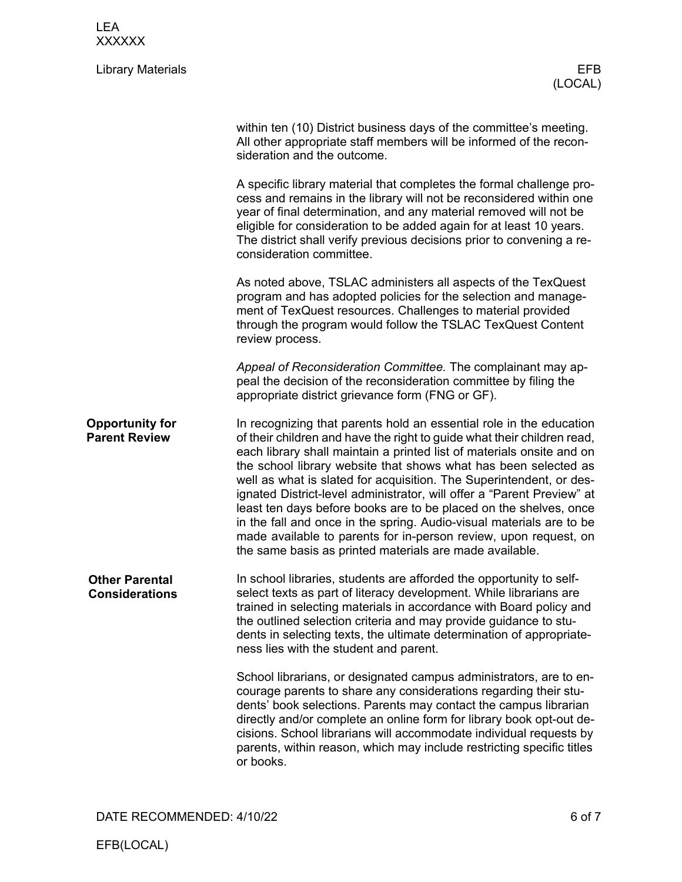within ten (10) District business days of the committee's meeting. All other appropriate staff members will be informed of the reconsideration and the outcome.

A specific library material that completes the formal challenge process and remains in the library will not be reconsidered within one year of final determination, and any material removed will not be eligible for consideration to be added again for at least 10 years. The district shall verify previous decisions prior to convening a reconsideration committee.

As noted above, TSLAC administers all aspects of the TexQuest program and has adopted policies for the selection and management of TexQuest resources. Challenges to material provided through the program would follow the TSLAC TexQuest Content review process.

*Appeal of Reconsideration Committee.* The complainant may appeal the decision of the reconsideration committee by filing the appropriate district grievance form (FNG or GF).

## Opportunity for Parent Review

In recognizing that parents hold an essential role in the education of their children and have the right to guide what their children read, each library shall maintain a printed list of materials onsite and on the school library website that shows what has been selected as well as what is slated for acquisition. The Superintendent, or designated District-level administrator, will offer a "Parent Preview" at least ten days before books are to be placed on the shelves, once in the fall and once in the spring. Audio-visual materials are to be made available to parents for in-person review, upon request, on the same basis as printed materials are made available.

## Other Parental Considerations

In school libraries, students are afforded the opportunity to self-select texts as part of literacy development. While librarians are trained in selecting materials in accordance with Board policy and the outlined selection criteria and may provide guidance to students in selecting texts, the ultimate determination of appropriateness lies with the student and parent.

School librarians, or designated campus administrators, are to encourage parents to share any considerations regarding their students' book selections. Parents may contact the campus librarian directly and/or complete an online form for library book opt-out decisions. School librarians will accommodate individual requests by parents, within reason, which may include restricting specific titles or books.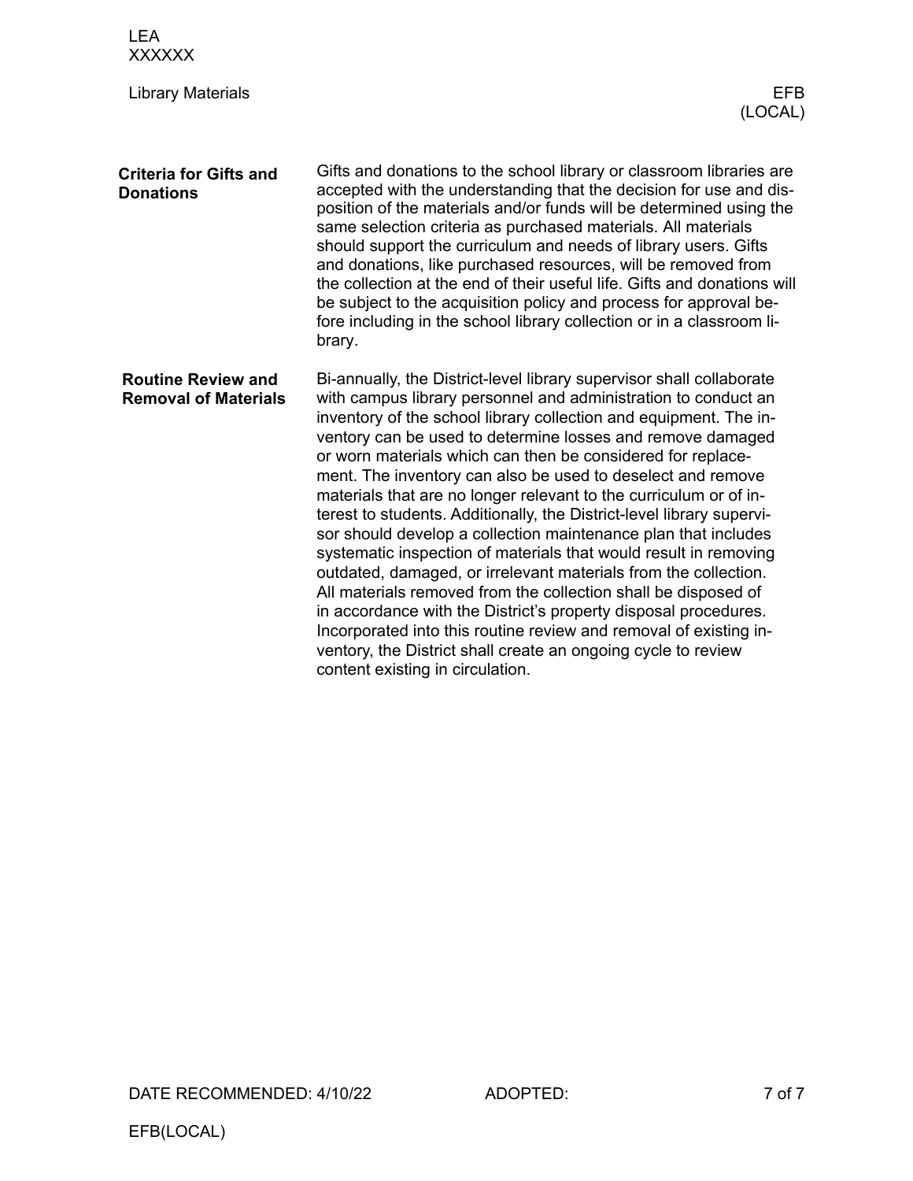**Criteria for Gifts and Donations**

Gifts and donations to the school library or classroom libraries are accepted with the understanding that the decision for use and disposition of the materials and/or funds will be determined using the same selection criteria as purchased materials. All materials should support the curriculum and needs of library users. Gifts and donations, like purchased resources, will be removed from the collection at the end of their useful life. Gifts and donations will be subject to the acquisition policy and process for approval before including in the school library collection or in a classroom library.

**Routine Review and Removal of Materials**

Bi-annually, the District-level library supervisor shall collaborate with campus library personnel and administration to conduct an inventory of the school library collection and equipment. The inventory can be used to determine losses and remove damaged or worn materials which can then be considered for replacement. The inventory can also be used to deselect and remove materials that are no longer relevant to the curriculum or of interest to students. Additionally, the District-level library supervisor should develop a collection maintenance plan that includes systematic inspection of materials that would result in removing outdated, damaged, or irrelevant materials from the collection. All materials removed from the collection shall be disposed of in accordance with the District's property disposal procedures. Incorporated into this routine review and removal of existing inventory, the District shall create an ongoing cycle to review content existing in circulation.